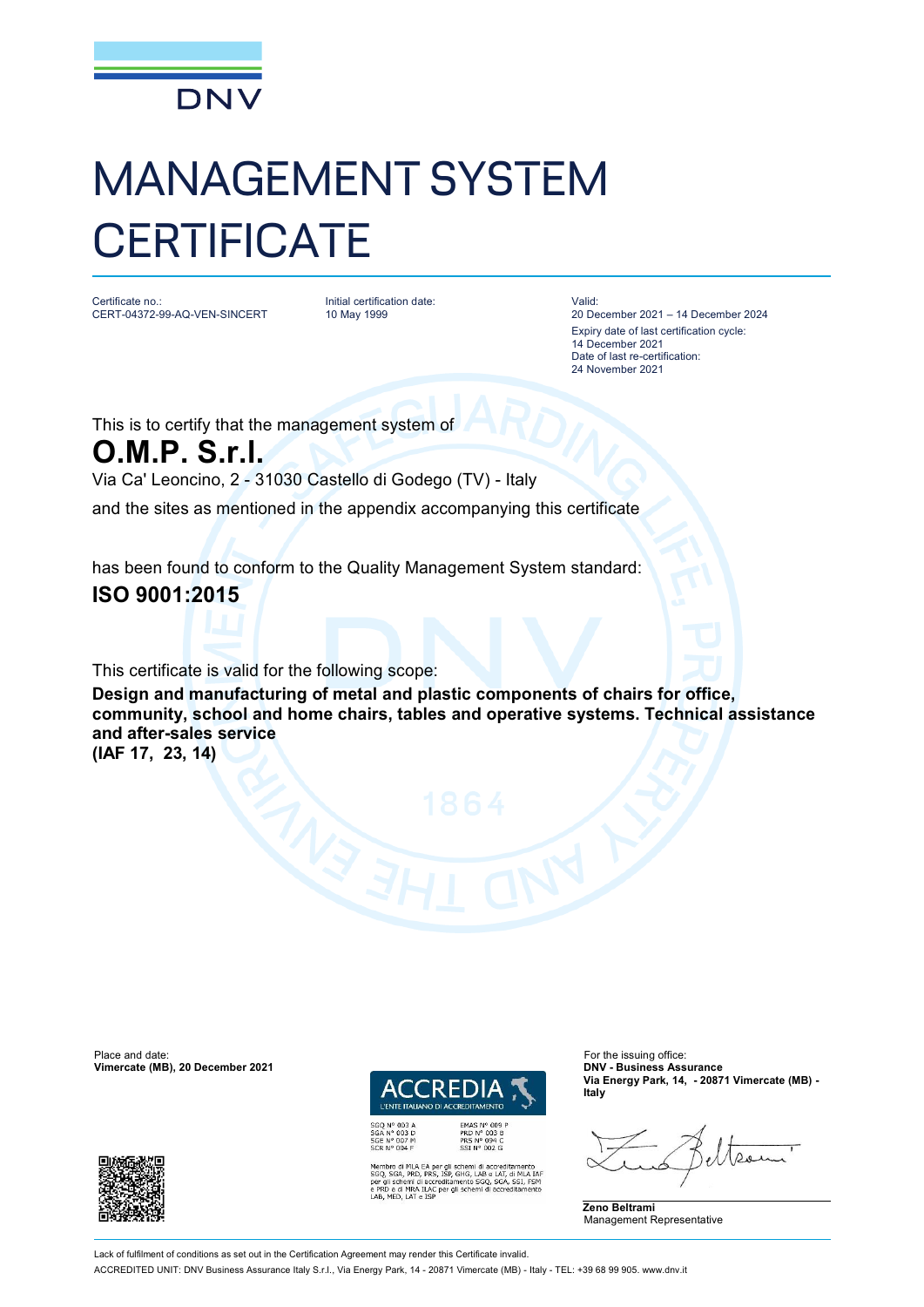DNV

# MANAGEMENT SYSTEM CERTIFICATE

Certificate no.:
CERT-04372-99-AQ-VEN-SINCERT

Initial certification date:
10 May 1999

Valid:
20 December 2021 – 14 December 2024
Expiry date of last certification cycle:
14 December 2021
Date of last re-certification:
24 November 2021

This is to certify that the management system of

## O.M.P. S.r.l.

Via Ca' Leoncino, 2 - 31030 Castello di Godego (TV) - Italy

and the sites as mentioned in the appendix accompanying this certificate

has been found to conform to the Quality Management System standard:

**ISO 9001:2015**

This certificate is valid for the following scope:

**Design and manufacturing of metal and plastic components of chairs for office, community, school and home chairs, tables and operative systems. Technical assistance and after-sales service**
**(IAF 17, 23, 14)**

Place and date:
**Vimercate (MB), 20 December 2021**

ACCREDIA
L'ENTE ITALIANO DI ACCREDITAMENTO

SGQ N° 003 A
SGA N° 003 D
SGE N° 007 M
SCR N° 004 F

EMAS N° 009 P
PRD N° 003 B
PRS N° 094 C
SSI N° 002 G

Membro di MLA EA per gli schemi di accreditamento SGQ, SGA, PRD, PRS, ISP, GHG, LAB e LAT, di MLA IAF per gli schemi di accreditamento SGQ, SGA, SSI, FSM e PRD e di MRA ILAC per gli schemi di accreditamento LAB, MED, LAT e ISP

For the issuing office:
**DNV - Business Assurance**
**Via Energy Park, 14, - 20871 Vimercate (MB) - Italy**

**Zeno Beltrami**
Management Representative

Lack of fulfilment of conditions as set out in the Certification Agreement may render this Certificate invalid.
ACCREDITED UNIT: DNV Business Assurance Italy S.r.l., Via Energy Park, 14 - 20871 Vimercate (MB) - Italy - TEL: +39 68 99 905. www.dnv.it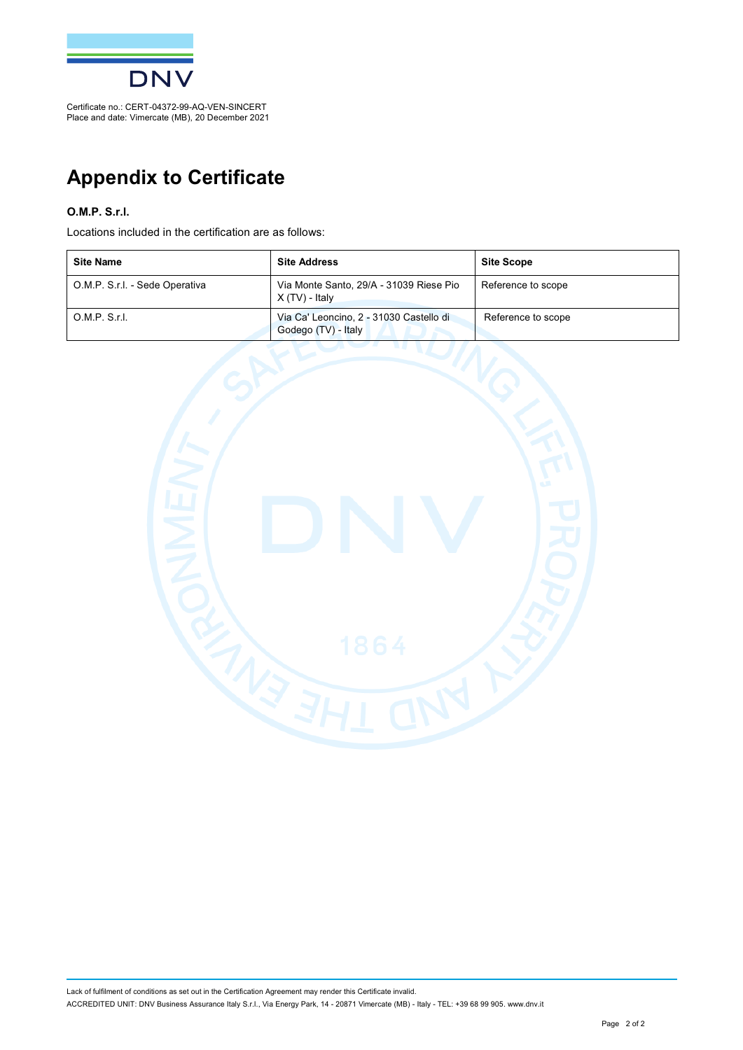Certificate no.: CERT-04372-99-AQ-VEN-SINCERT
Place and date: Vimercate (MB), 20 December 2021

# Appendix to Certificate

**O.M.P. S.r.l.**

Locations included in the certification are as follows:

| Site Name | Site Address | Site Scope |
|---|---|---|
| O.M.P. S.r.l. - Sede Operativa | Via Monte Santo, 29/A - 31039 Riese Pio X (TV) - Italy | Reference to scope |
| O.M.P. S.r.l. | Via Ca' Leoncino, 2 - 31030 Castello di Godego (TV) - Italy | Reference to scope |

Lack of fulfilment of conditions as set out in the Certification Agreement may render this Certificate invalid.

ACCREDITED UNIT: DNV Business Assurance Italy S.r.l., Via Energy Park, 14 - 20871 Vimercate (MB) - Italy - TEL: +39 68 99 905. www.dnv.it